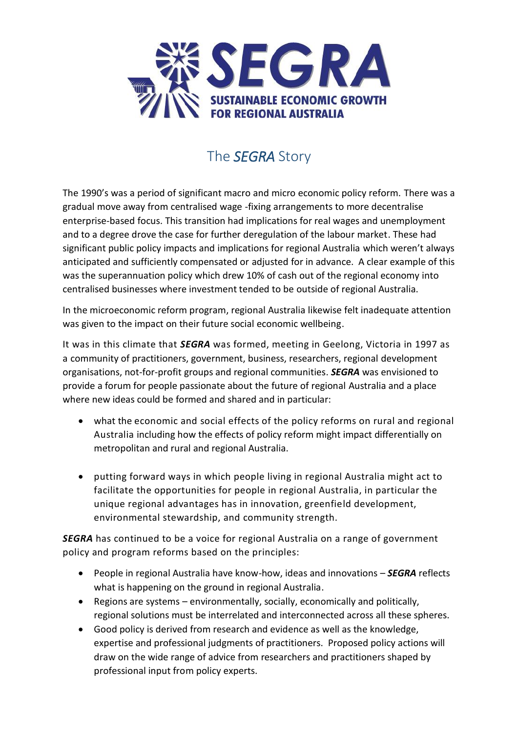SEGRA
SUSTAINABLE ECONOMIC GROWTH FOR REGIONAL AUSTRALIA

# The *SEGRA* Story

The 1990's was a period of significant macro and micro economic policy reform. There was a gradual move away from centralised wage -fixing arrangements to more decentralise enterprise-based focus. This transition had implications for real wages and unemployment and to a degree drove the case for further deregulation of the labour market. These had significant public policy impacts and implications for regional Australia which weren't always anticipated and sufficiently compensated or adjusted for in advance. A clear example of this was the superannuation policy which drew 10% of cash out of the regional economy into centralised businesses where investment tended to be outside of regional Australia.

In the microeconomic reform program, regional Australia likewise felt inadequate attention was given to the impact on their future social economic wellbeing.

It was in this climate that ***SEGRA*** was formed, meeting in Geelong, Victoria in 1997 as a community of practitioners, government, business, researchers, regional development organisations, not-for-profit groups and regional communities. ***SEGRA*** was envisioned to provide a forum for people passionate about the future of regional Australia and a place where new ideas could be formed and shared and in particular:

- what the economic and social effects of the policy reforms on rural and regional Australia including how the effects of policy reform might impact differentially on metropolitan and rural and regional Australia.

- putting forward ways in which people living in regional Australia might act to facilitate the opportunities for people in regional Australia, in particular the unique regional advantages has in innovation, greenfield development, environmental stewardship, and community strength.

***SEGRA*** has continued to be a voice for regional Australia on a range of government policy and program reforms based on the principles:

- People in regional Australia have know-how, ideas and innovations – ***SEGRA*** reflects what is happening on the ground in regional Australia.
- Regions are systems – environmentally, socially, economically and politically, regional solutions must be interrelated and interconnected across all these spheres.
- Good policy is derived from research and evidence as well as the knowledge, expertise and professional judgments of practitioners. Proposed policy actions will draw on the wide range of advice from researchers and practitioners shaped by professional input from policy experts.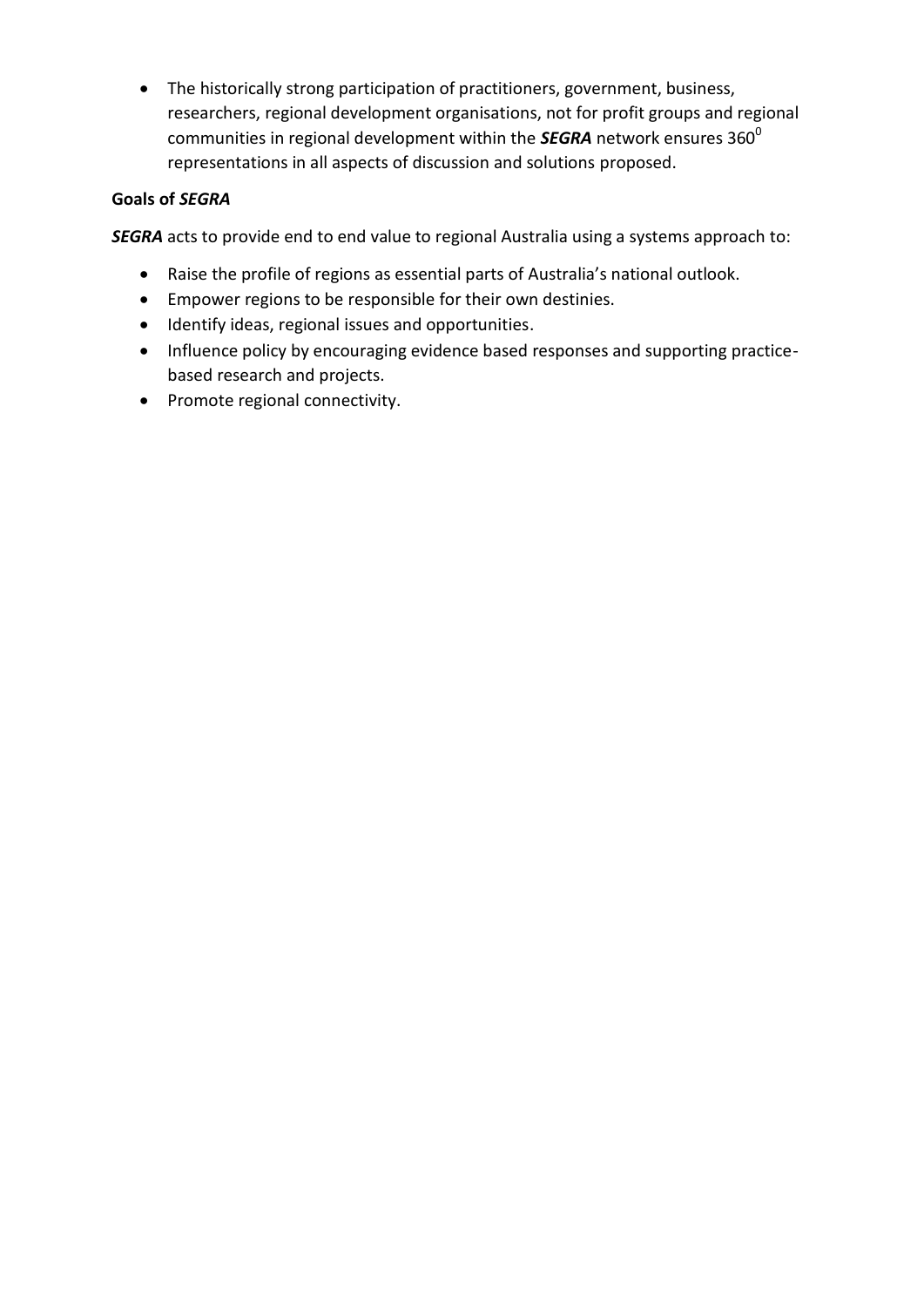- The historically strong participation of practitioners, government, business, researchers, regional development organisations, not for profit groups and regional communities in regional development within the ***SEGRA*** network ensures $360^0$ representations in all aspects of discussion and solutions proposed.

**Goals of *SEGRA***

***SEGRA*** acts to provide end to end value to regional Australia using a systems approach to:

- Raise the profile of regions as essential parts of Australia's national outlook.
- Empower regions to be responsible for their own destinies.
- Identify ideas, regional issues and opportunities.
- Influence policy by encouraging evidence based responses and supporting practice-based research and projects.
- Promote regional connectivity.